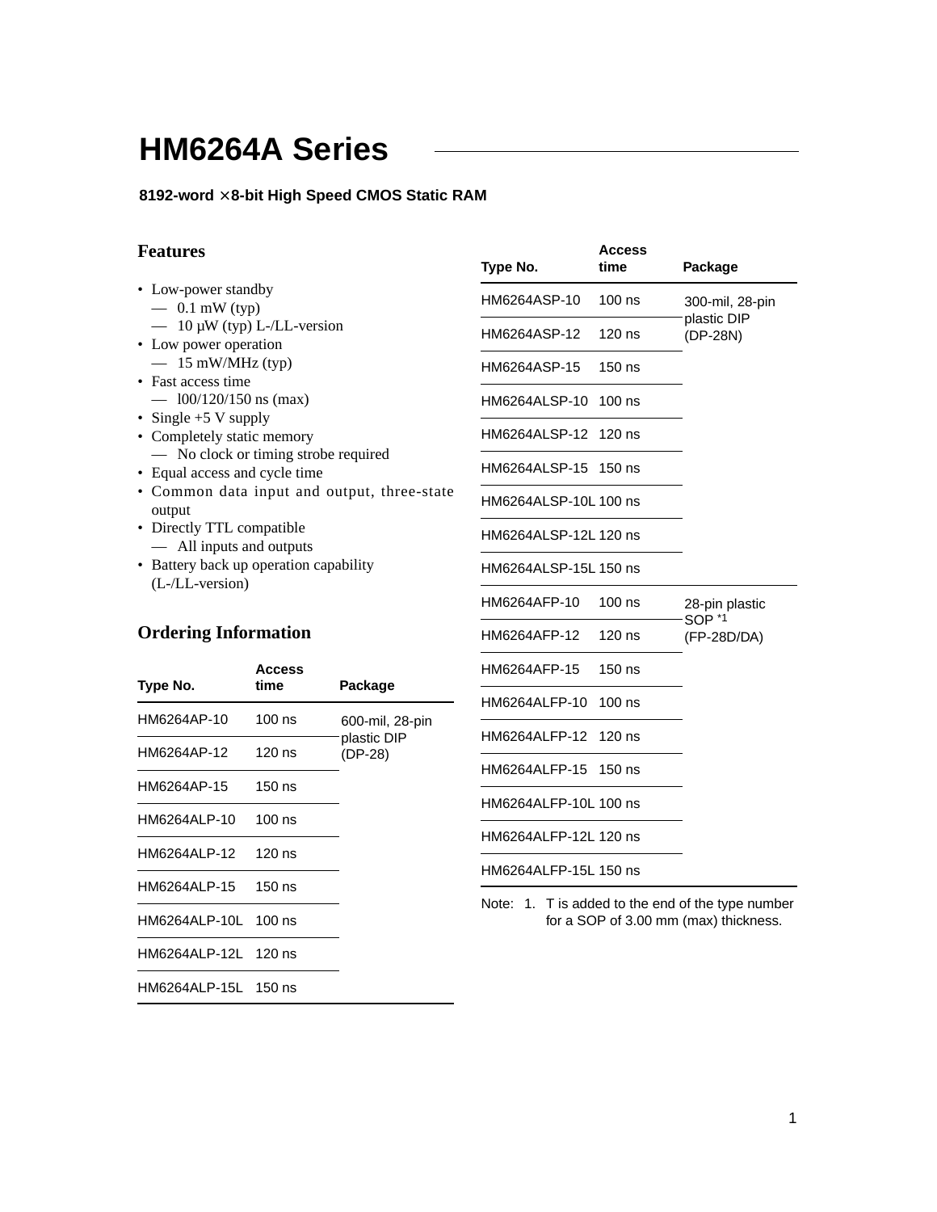# HM6264A Series

**8192-word × 8-bit High Speed CMOS Static RAM**

## Features

- Low-power standby
  - 0.1 mW (typ)
  - 10 µW (typ) L-/LL-version
- Low power operation
  - 15 mW/MHz (typ)
- Fast access time
  - l00/120/150 ns (max)
- Single +5 V supply
- Completely static memory
  - No clock or timing strobe required
- Equal access and cycle time
- Common data input and output, three-state output
- Directly TTL compatible
  - All inputs and outputs
- Battery back up operation capability (L-/LL-version)

## Ordering Information

| Type No. | Access time | Package |
|---|---|---|
| HM6264AP-10 | 100 ns | 600-mil, 28-pin plastic DIP (DP-28) |
| HM6264AP-12 | 120 ns | |
| HM6264AP-15 | 150 ns | |
| HM6264ALP-10 | 100 ns | |
| HM6264ALP-12 | 120 ns | |
| HM6264ALP-15 | 150 ns | |
| HM6264ALP-10L | 100 ns | |
| HM6264ALP-12L | 120 ns | |
| HM6264ALP-15L | 150 ns | |

| Type No. | Access time | Package |
|---|---|---|
| HM6264ASP-10 | 100 ns | 300-mil, 28-pin plastic DIP (DP-28N) |
| HM6264ASP-12 | 120 ns | |
| HM6264ASP-15 | 150 ns | |
| HM6264ALSP-10 | 100 ns | |
| HM6264ALSP-12 | 120 ns | |
| HM6264ALSP-15 | 150 ns | |
| HM6264ALSP-10L | 100 ns | |
| HM6264ALSP-12L | 120 ns | |
| HM6264ALSP-15L | 150 ns | |
| HM6264AFP-10 | 100 ns | 28-pin plastic SOP *1 (FP-28D/DA) |
| HM6264AFP-12 | 120 ns | |
| HM6264AFP-15 | 150 ns | |
| HM6264ALFP-10 | 100 ns | |
| HM6264ALFP-12 | 120 ns | |
| HM6264ALFP-15 | 150 ns | |
| HM6264ALFP-10L | 100 ns | |
| HM6264ALFP-12L | 120 ns | |
| HM6264ALFP-15L | 150 ns | |

Note: 1. T is added to the end of the type number for a SOP of 3.00 mm (max) thickness.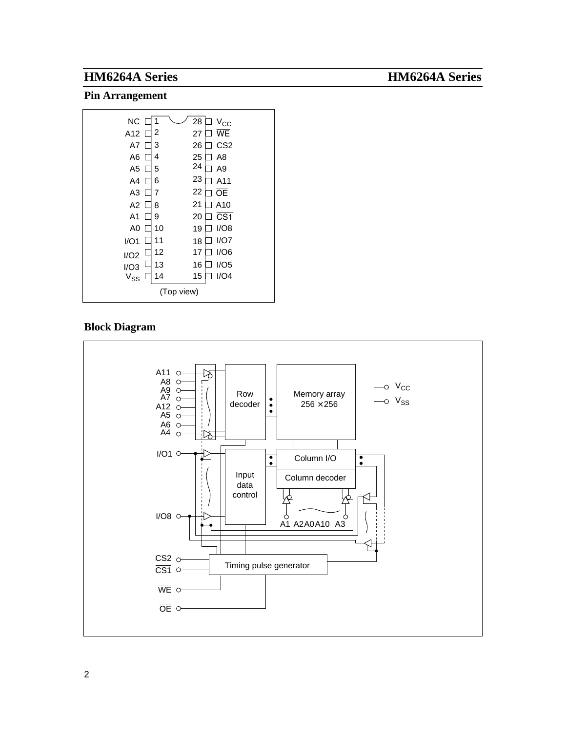## Pin Arrangement

| Pin | Name | Pin | Name |
|---|---|---|---|
| 1 | NC | 28 | $V_{CC}$ |
| 2 | A12 | 27 | $\overline{WE}$ |
| 3 | A7 | 26 | CS2 |
| 4 | A6 | 25 | A8 |
| 5 | A5 | 24 | A9 |
| 6 | A4 | 23 | A11 |
| 7 | A3 | 22 | $\overline{OE}$ |
| 8 | A2 | 21 | A10 |
| 9 | A1 | 20 | $\overline{CS1}$ |
| 10 | A0 | 19 | I/O8 |
| 11 | I/O1 | 18 | I/O7 |
| 12 | I/O2 | 17 | I/O6 |
| 13 | I/O3 | 16 | I/O5 |
| 14 | $V_{SS}$ | 15 | I/O4 |

(Top view)

## Block Diagram

A11, A8, A9, A7, A12, A5, A6, A4 → Row decoder → Memory array 256 × 256

$V_{CC}$, $V_{SS}$

I/O1 … I/O8 → Input data control → Column I/O

Column decoder ← A1 A2 A0 A10 A3

CS2, $\overline{CS1}$, $\overline{WE}$, $\overline{OE}$ → Timing pulse generator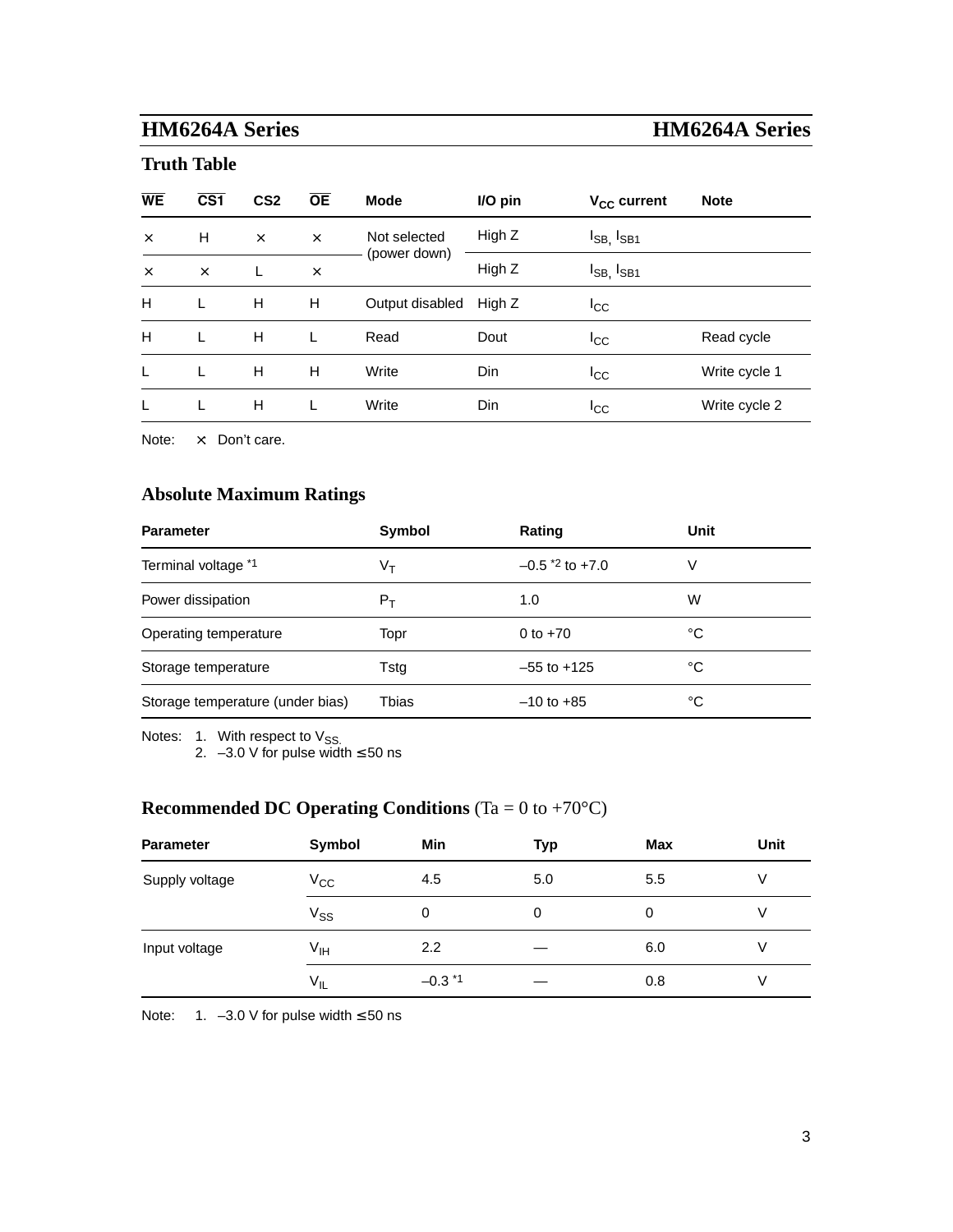## Truth Table

| $\overline{WE}$ | $\overline{CS1}$ | CS2 | $\overline{OE}$ | Mode | I/O pin | $V_{CC}$ current | Note |
|---|---|---|---|---|---|---|---|
| × | H | × | × | Not selected (power down) | High Z | $I_{SB}$, $I_{SB1}$ | |
| × | × | L | × | | High Z | $I_{SB}$, $I_{SB1}$ | |
| H | L | H | H | Output disabled | High Z | $I_{CC}$ | |
| H | L | H | L | Read | Dout | $I_{CC}$ | Read cycle |
| L | L | H | H | Write | Din | $I_{CC}$ | Write cycle 1 |
| L | L | H | L | Write | Din | $I_{CC}$ | Write cycle 2 |

Note: × Don't care.

## Absolute Maximum Ratings

| Parameter | Symbol | Rating | Unit |
|---|---|---|---|
| Terminal voltage *1 | $V_T$ | –0.5 *2 to +7.0 | V |
| Power dissipation | $P_T$ | 1.0 | W |
| Operating temperature | Topr | 0 to +70 | °C |
| Storage temperature | Tstg | –55 to +125 | °C |
| Storage temperature (under bias) | Tbias | –10 to +85 | °C |

Notes: 1. With respect to $V_{SS}$.
2. –3.0 V for pulse width ≤ 50 ns

## Recommended DC Operating Conditions (Ta = 0 to +70°C)

| Parameter | Symbol | Min | Typ | Max | Unit |
|---|---|---|---|---|---|
| Supply voltage | $V_{CC}$ | 4.5 | 5.0 | 5.5 | V |
| | $V_{SS}$ | 0 | 0 | 0 | V |
| Input voltage | $V_{IH}$ | 2.2 | — | 6.0 | V |
| | $V_{IL}$ | –0.3 *1 | — | 0.8 | V |

Note: 1. –3.0 V for pulse width ≤ 50 ns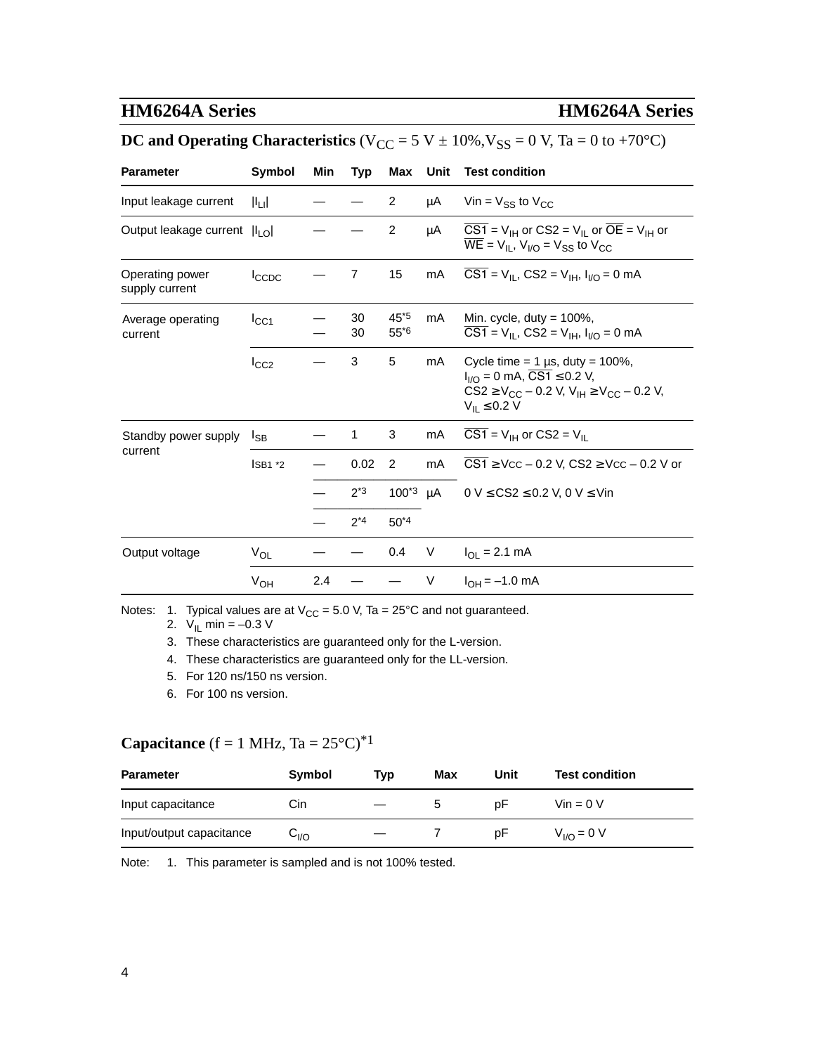## DC and Operating Characteristics ($V_{CC}$ = 5 V ± 10%, $V_{SS}$ = 0 V, Ta = 0 to +70°C)

| Parameter | Symbol | Min | Typ | Max | Unit | Test condition |
|---|---|---|---|---|---|---|
| Input leakage current | $\lvert I_{LI} \rvert$ | — | — | 2 | μA | Vin = $V_{SS}$ to $V_{CC}$ |
| Output leakage current | $\lvert I_{LO} \rvert$ | — | — | 2 | μA | $\overline{CS1}$ = $V_{IH}$ or CS2 = $V_{IL}$ or $\overline{OE}$ = $V_{IH}$ or $\overline{WE}$ = $V_{IL}$, $V_{I/O}$ = $V_{SS}$ to $V_{CC}$ |
| Operating power supply current | $I_{CCDC}$ | — | 7 | 15 | mA | $\overline{CS1}$ = $V_{IL}$, CS2 = $V_{IH}$, $I_{I/O}$ = 0 mA |
| Average operating current | $I_{CC1}$ | — | 30 | 45*5 | mA | Min. cycle, duty = 100%, $\overline{CS1}$ = $V_{IL}$, CS2 = $V_{IH}$, $I_{I/O}$ = 0 mA |
| | | — | 30 | 55*6 | | |
| | $I_{CC2}$ | — | 3 | 5 | mA | Cycle time = 1 μs, duty = 100%, $I_{I/O}$ = 0 mA, $\overline{CS1}$ ≤ 0.2 V, CS2 ≥ $V_{CC}$ – 0.2 V, $V_{IH}$ ≥ $V_{CC}$ – 0.2 V, $V_{IL}$ ≤ 0.2 V |
| Standby power supply current | $I_{SB}$ | — | 1 | 3 | mA | $\overline{CS1}$ = $V_{IH}$ or CS2 = $V_{IL}$ |
| | $I_{SB1}$ *2 | — | 0.02 | 2 | mA | $\overline{CS1}$ ≥ $V_{CC}$ – 0.2 V, CS2 ≥ $V_{CC}$ – 0.2 V or 0 V ≤ CS2 ≤ 0.2 V, 0 V ≤ Vin |
| | | — | 2*3 | 100*3 | μA | |
| | | — | 2*4 | 50*4 | | |
| Output voltage | $V_{OL}$ | — | — | 0.4 | V | $I_{OL}$ = 2.1 mA |
| | $V_{OH}$ | 2.4 | — | — | V | $I_{OH}$ = –1.0 mA |

Notes:
1. Typical values are at $V_{CC}$ = 5.0 V, Ta = 25°C and not guaranteed.
2. $V_{IL}$ min = –0.3 V
3. These characteristics are guaranteed only for the L-version.
4. These characteristics are guaranteed only for the LL-version.
5. For 120 ns/150 ns version.
6. For 100 ns version.

## Capacitance (f = 1 MHz, Ta = 25°C)*1

| Parameter | Symbol | Typ | Max | Unit | Test condition |
|---|---|---|---|---|---|
| Input capacitance | Cin | — | 5 | pF | Vin = 0 V |
| Input/output capacitance | $C_{I/O}$ | — | 7 | pF | $V_{I/O}$ = 0 V |

Note: 1. This parameter is sampled and is not 100% tested.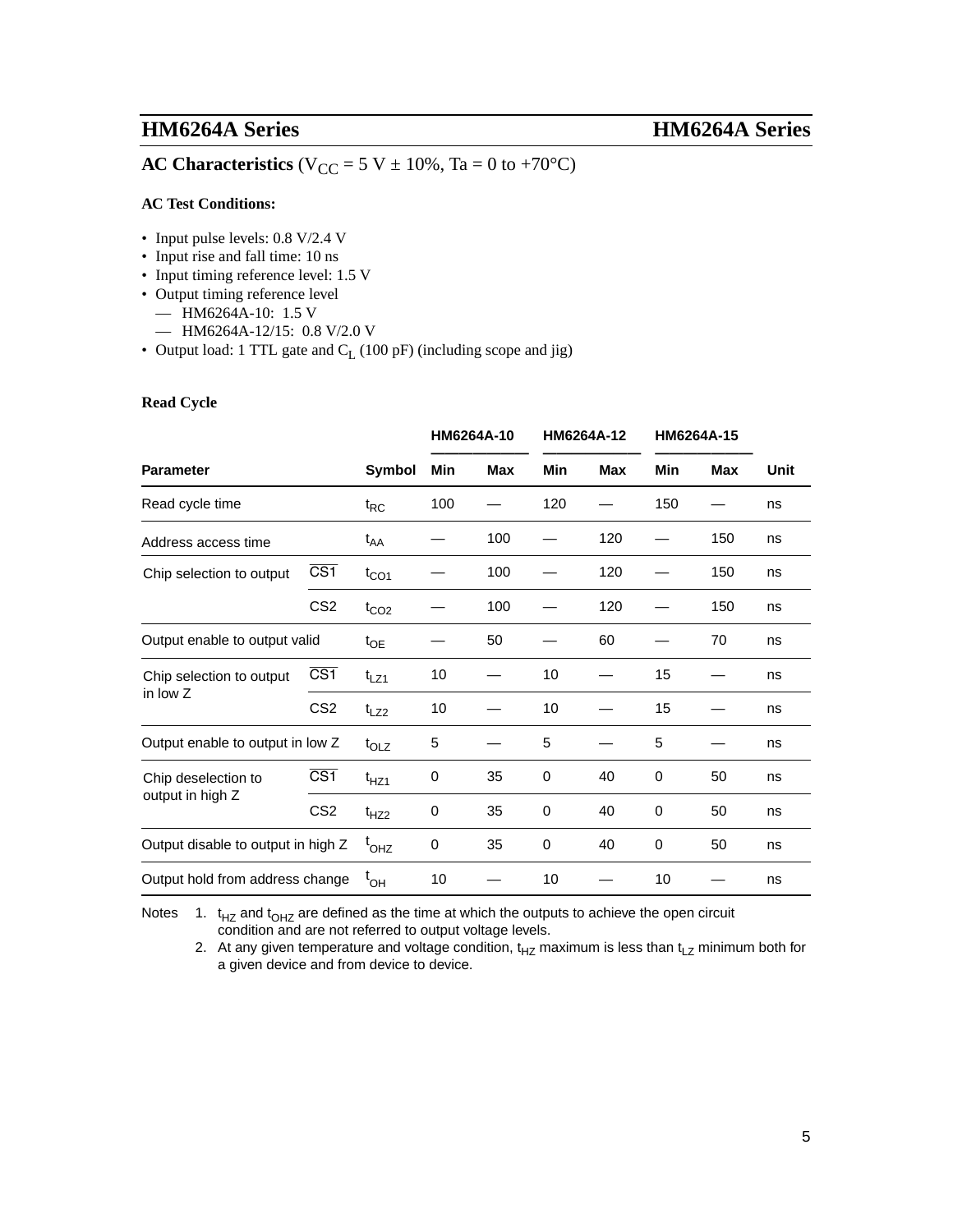## AC Characteristics ($V_{CC}$ = 5 V ± 10%, Ta = 0 to +70°C)

**AC Test Conditions:**

- Input pulse levels: 0.8 V/2.4 V
- Input rise and fall time: 10 ns
- Input timing reference level: 1.5 V
- Output timing reference level
  - — HM6264A-10: 1.5 V
  - — HM6264A-12/15: 0.8 V/2.0 V
- Output load: 1 TTL gate and $C_L$ (100 pF) (including scope and jig)

**Read Cycle**

| Parameter | | Symbol | HM6264A-10 | | HM6264A-12 | | HM6264A-15 | | Unit |
|---|---|---|---|---|---|---|---|---|---|
| | | | Min | Max | Min | Max | Min | Max | |
| Read cycle time | | $t_{RC}$ | 100 | — | 120 | — | 150 | — | ns |
| Address access time | | $t_{AA}$ | — | 100 | — | 120 | — | 150 | ns |
| Chip selection to output | $\overline{CS1}$ | $t_{CO1}$ | — | 100 | — | 120 | — | 150 | ns |
| | CS2 | $t_{CO2}$ | — | 100 | — | 120 | — | 150 | ns |
| Output enable to output valid | | $t_{OE}$ | — | 50 | — | 60 | — | 70 | ns |
| Chip selection to output in low Z | $\overline{CS1}$ | $t_{LZ1}$ | 10 | — | 10 | — | 15 | — | ns |
| | CS2 | $t_{LZ2}$ | 10 | — | 10 | — | 15 | — | ns |
| Output enable to output in low Z | | $t_{OLZ}$ | 5 | — | 5 | — | 5 | — | ns |
| Chip deselection to output in high Z | $\overline{CS1}$ | $t_{HZ1}$ | 0 | 35 | 0 | 40 | 0 | 50 | ns |
| | CS2 | $t_{HZ2}$ | 0 | 35 | 0 | 40 | 0 | 50 | ns |
| Output disable to output in high Z | | $t_{OHZ}$ | 0 | 35 | 0 | 40 | 0 | 50 | ns |
| Output hold from address change | | $t_{OH}$ | 10 | — | 10 | — | 10 | — | ns |

Notes

1. $t_{HZ}$ and $t_{OHZ}$ are defined as the time at which the outputs to achieve the open circuit condition and are not referred to output voltage levels.
2. At any given temperature and voltage condition, $t_{HZ}$ maximum is less than $t_{LZ}$ minimum both for a given device and from device to device.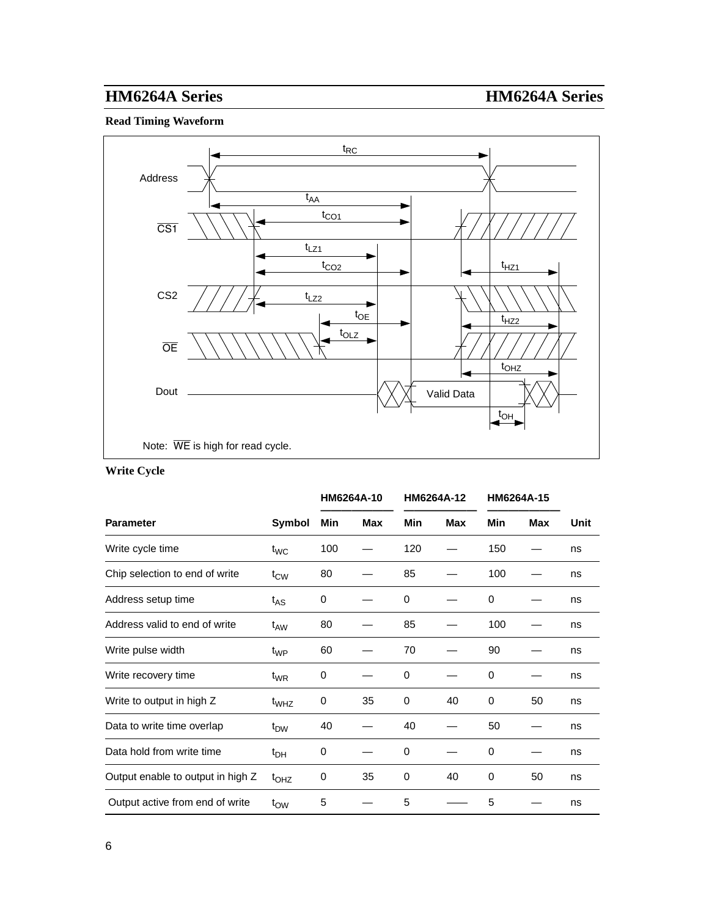**Read Timing Waveform**

Note: $\overline{WE}$ is high for read cycle.

**Write Cycle**

| Parameter | Symbol | HM6264A-10 | | HM6264A-12 | | HM6264A-15 | | Unit |
|---|---|---|---|---|---|---|---|---|
| | | Min | Max | Min | Max | Min | Max | |
| Write cycle time | $t_{WC}$ | 100 | — | 120 | — | 150 | — | ns |
| Chip selection to end of write | $t_{CW}$ | 80 | — | 85 | — | 100 | — | ns |
| Address setup time | $t_{AS}$ | 0 | — | 0 | — | 0 | — | ns |
| Address valid to end of write | $t_{AW}$ | 80 | — | 85 | — | 100 | — | ns |
| Write pulse width | $t_{WP}$ | 60 | — | 70 | — | 90 | — | ns |
| Write recovery time | $t_{WR}$ | 0 | — | 0 | — | 0 | — | ns |
| Write to output in high Z | $t_{WHZ}$ | 0 | 35 | 0 | 40 | 0 | 50 | ns |
| Data to write time overlap | $t_{DW}$ | 40 | — | 40 | — | 50 | — | ns |
| Data hold from write time | $t_{DH}$ | 0 | — | 0 | — | 0 | — | ns |
| Output enable to output in high Z | $t_{OHZ}$ | 0 | 35 | 0 | 40 | 0 | 50 | ns |
| Output active from end of write | $t_{OW}$ | 5 | — | 5 | — | 5 | — | ns |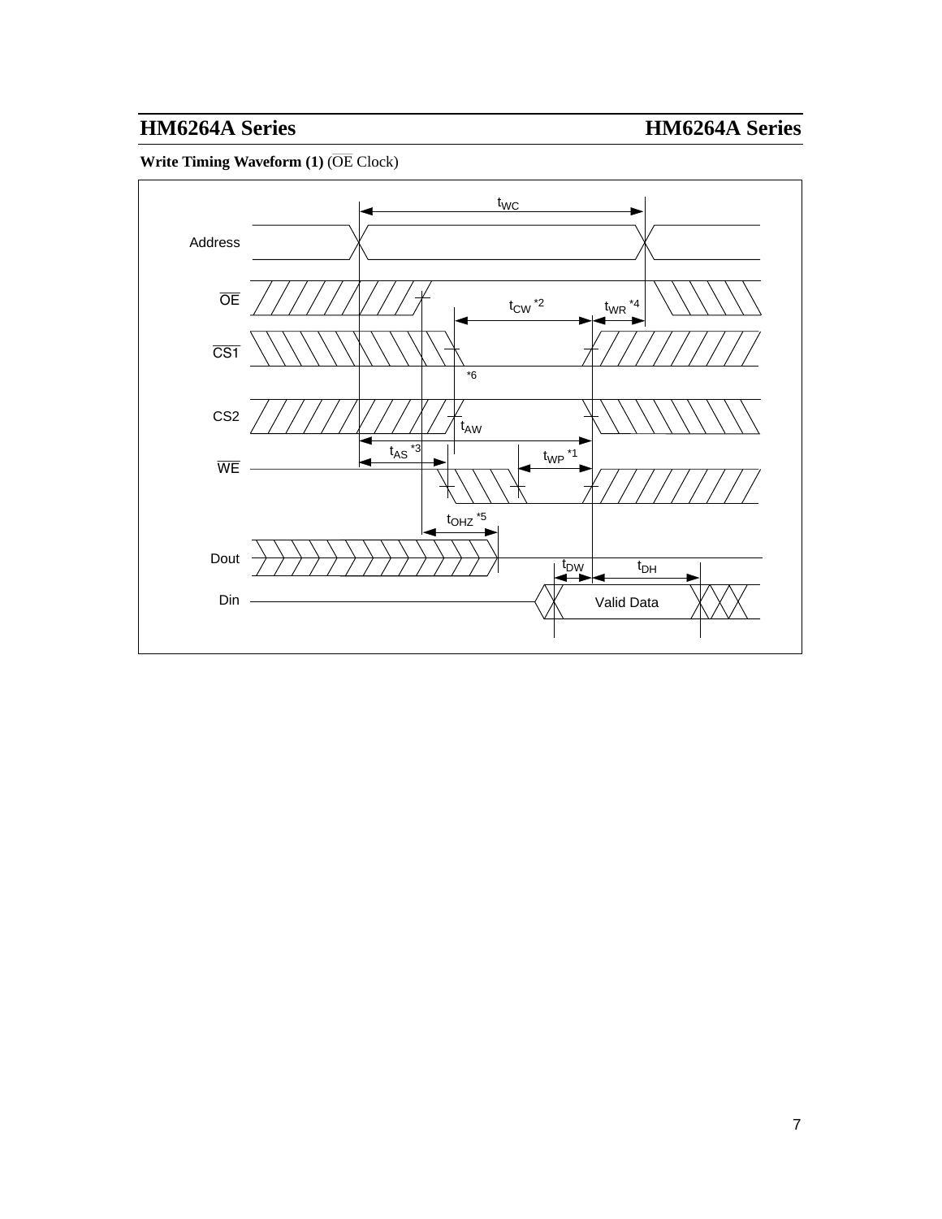**Write Timing Waveform (1)** ($\overline{\text{OE}}$ Clock)

Address

$\overline{\text{OE}}$

$\overline{\text{CS1}}$

CS2

$\overline{\text{WE}}$

Dout

Din

$t_{WC}$

$t_{CW}$ *2

$t_{WR}$ *4

*6

$t_{AW}$

$t_{AS}$ *3

$t_{WP}$ *1

$t_{OHZ}$ *5

$t_{DW}$

$t_{DH}$

Valid Data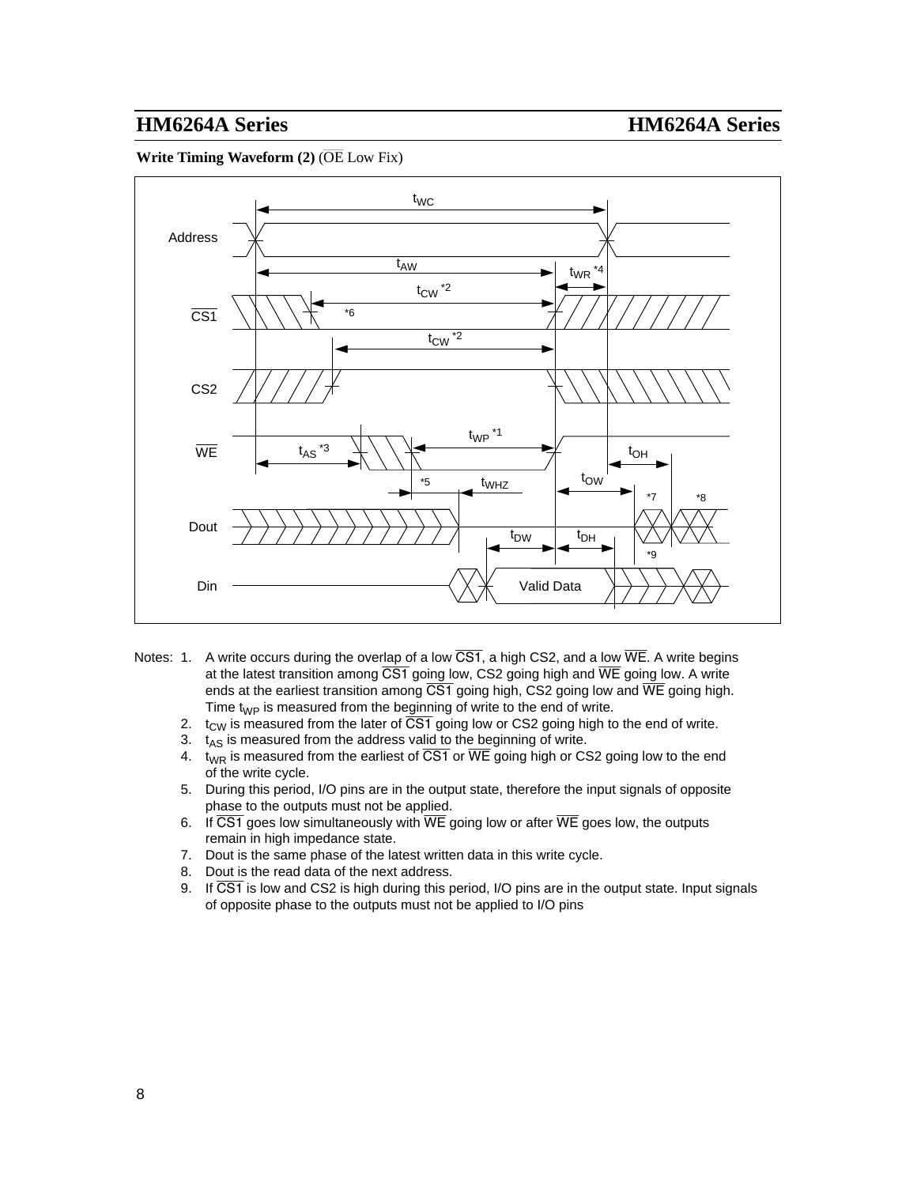**Write Timing Waveform (2)** ($\overline{OE}$ Low Fix)

Notes:

1. A write occurs during the overlap of a low $\overline{CS1}$, a high CS2, and a low $\overline{WE}$. A write begins at the latest transition among $\overline{CS1}$ going low, CS2 going high and $\overline{WE}$ going low. A write ends at the earliest transition among $\overline{CS1}$ going high, CS2 going low and $\overline{WE}$ going high. Time $t_{WP}$ is measured from the beginning of write to the end of write.
2. $t_{CW}$ is measured from the later of $\overline{CS1}$ going low or CS2 going high to the end of write.
3. $t_{AS}$ is measured from the address valid to the beginning of write.
4. $t_{WR}$ is measured from the earliest of $\overline{CS1}$ or $\overline{WE}$ going high or CS2 going low to the end of the write cycle.
5. During this period, I/O pins are in the output state, therefore the input signals of opposite phase to the outputs must not be applied.
6. If $\overline{CS1}$ goes low simultaneously with $\overline{WE}$ going low or after $\overline{WE}$ goes low, the outputs remain in high impedance state.
7. Dout is the same phase of the latest written data in this write cycle.
8. Dout is the read data of the next address.
9. If $\overline{CS1}$ is low and CS2 is high during this period, I/O pins are in the output state. Input signals of opposite phase to the outputs must not be applied to I/O pins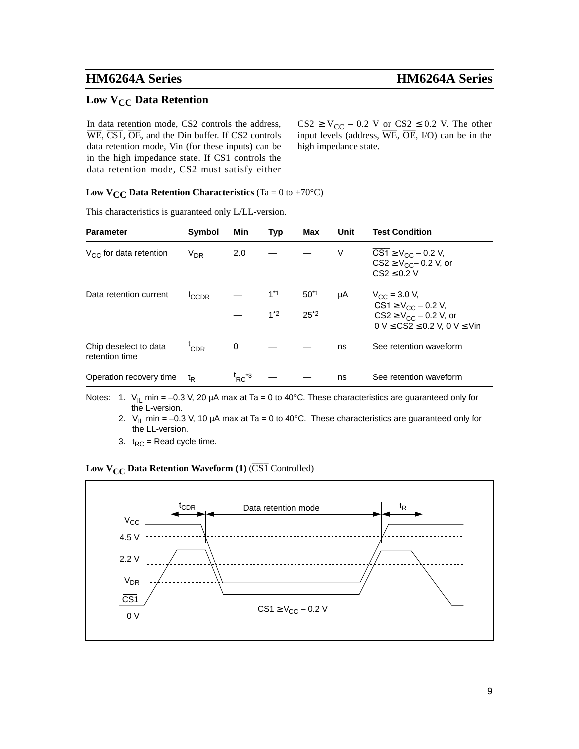## Low $V_{CC}$ Data Retention

In data retention mode, CS2 controls the address, $\overline{WE}$, $\overline{CS1}$, $\overline{OE}$, and the Din buffer. If CS2 controls data retention mode, Vin (for these inputs) can be in the high impedance state. If CS1 controls the data retention mode, CS2 must satisfy either CS2 ≥ $V_{CC}$ – 0.2 V or CS2 ≤ 0.2 V. The other input levels (address, $\overline{WE}$, $\overline{OE}$, I/O) can be in the high impedance state.

**Low $V_{CC}$ Data Retention Characteristics** (Ta = 0 to +70°C)

This characteristics is guaranteed only L/LL-version.

| Parameter | Symbol | Min | Typ | Max | Unit | Test Condition |
|---|---|---|---|---|---|---|
| $V_{CC}$ for data retention | $V_{DR}$ | 2.0 | — | — | V | $\overline{CS1}$ ≥ $V_{CC}$ – 0.2 V, CS2 ≥ $V_{CC}$ – 0.2 V, or CS2 ≤ 0.2 V |
| Data retention current | $I_{CCDR}$ | — | 1*1 | 50*1 | µA | $V_{CC}$ = 3.0 V, $\overline{CS1}$ ≥ $V_{CC}$ – 0.2 V, CS2 ≥ $V_{CC}$ – 0.2 V, or 0 V ≤ CS2 ≤ 0.2 V, 0 V ≤ Vin |
| | | — | 1*2 | 25*2 | | |
| Chip deselect to data retention time | $t_{CDR}$ | 0 | — | — | ns | See retention waveform |
| Operation recovery time | $t_R$ | $t_{RC}$*3 | — | — | ns | See retention waveform |

Notes: 1. $V_{IL}$ min = –0.3 V, 20 µA max at Ta = 0 to 40°C. These characteristics are guaranteed only for the L-version.
2. $V_{IL}$ min = –0.3 V, 10 µA max at Ta = 0 to 40°C. These characteristics are guaranteed only for the LL-version.
3. $t_{RC}$ = Read cycle time.

**Low $V_{CC}$ Data Retention Waveform (1)** ($\overline{CS1}$ Controlled)

$t_{CDR}$ — Data retention mode — $t_R$

$V_{CC}$, 4.5 V, 2.2 V, $V_{DR}$, $\overline{CS1}$, 0 V

$\overline{CS1}$ ≥ $V_{CC}$ – 0.2 V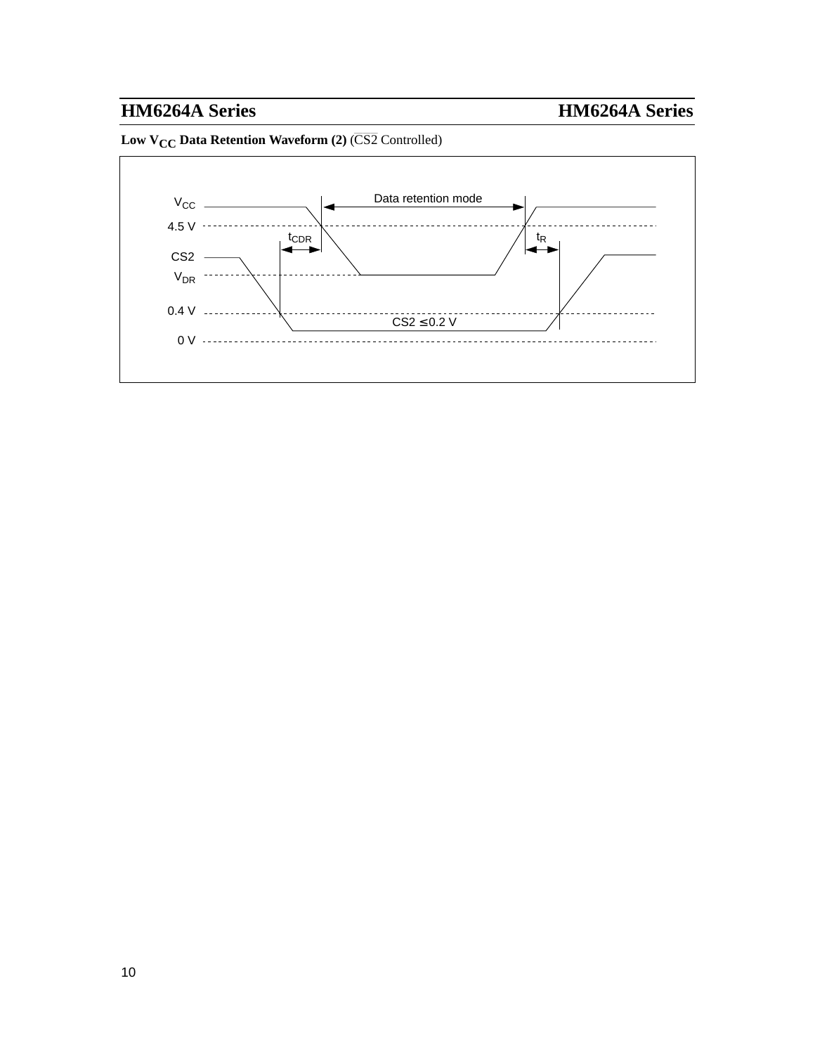**Low $V_{CC}$ Data Retention Waveform (2)** ($\overline{CS2}$ Controlled)

$V_{CC}$

4.5 V

CS2

$V_{DR}$

0.4 V

0 V

Data retention mode

$t_{CDR}$

$t_R$

CS2 ≤ 0.2 V